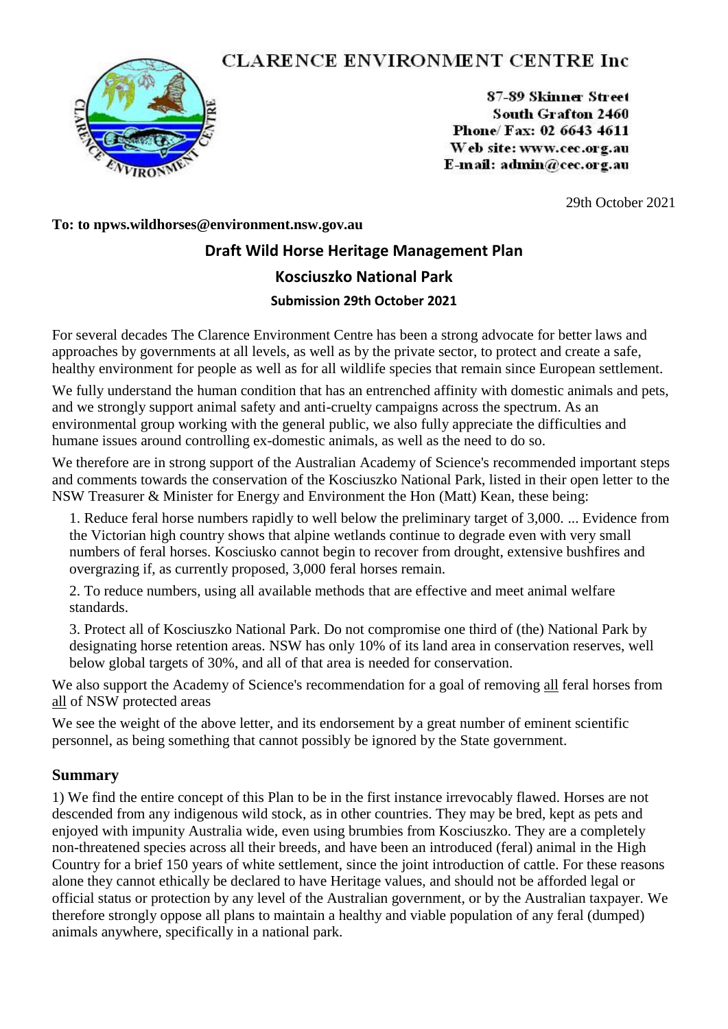# CLARENCE ENVIRONMENT CENTRE Inc

87-89 Skinner Street
South Grafton 2460
Phone/ Fax: 02 6643 4611
Web site: www.cec.org.au
E-mail: admin@cec.org.au

29th October 2021

**To: to npws.wildhorses@environment.nsw.gov.au**

## Draft Wild Horse Heritage Management Plan

## Kosciuszko National Park

### Submission 29th October 2021

For several decades The Clarence Environment Centre has been a strong advocate for better laws and approaches by governments at all levels, as well as by the private sector, to protect and create a safe, healthy environment for people as well as for all wildlife species that remain since European settlement.

We fully understand the human condition that has an entrenched affinity with domestic animals and pets, and we strongly support animal safety and anti-cruelty campaigns across the spectrum. As an environmental group working with the general public, we also fully appreciate the difficulties and humane issues around controlling ex-domestic animals, as well as the need to do so.

We therefore are in strong support of the Australian Academy of Science's recommended important steps and comments towards the conservation of the Kosciuszko National Park, listed in their open letter to the NSW Treasurer & Minister for Energy and Environment the Hon (Matt) Kean, these being:

1. Reduce feral horse numbers rapidly to well below the preliminary target of 3,000. ... Evidence from the Victorian high country shows that alpine wetlands continue to degrade even with very small numbers of feral horses. Kosciusko cannot begin to recover from drought, extensive bushfires and overgrazing if, as currently proposed, 3,000 feral horses remain.
2. To reduce numbers, using all available methods that are effective and meet animal welfare standards.
3. Protect all of Kosciuszko National Park. Do not compromise one third of (the) National Park by designating horse retention areas. NSW has only 10% of its land area in conservation reserves, well below global targets of 30%, and all of that area is needed for conservation.

We also support the Academy of Science's recommendation for a goal of removing <u>all</u> feral horses from <u>all</u> of NSW protected areas

We see the weight of the above letter, and its endorsement by a great number of eminent scientific personnel, as being something that cannot possibly be ignored by the State government.

## Summary

1) We find the entire concept of this Plan to be in the first instance irrevocably flawed. Horses are not descended from any indigenous wild stock, as in other countries. They may be bred, kept as pets and enjoyed with impunity Australia wide, even using brumbies from Kosciuszko. They are a completely non-threatened species across all their breeds, and have been an introduced (feral) animal in the High Country for a brief 150 years of white settlement, since the joint introduction of cattle. For these reasons alone they cannot ethically be declared to have Heritage values, and should not be afforded legal or official status or protection by any level of the Australian government, or by the Australian taxpayer. We therefore strongly oppose all plans to maintain a healthy and viable population of any feral (dumped) animals anywhere, specifically in a national park.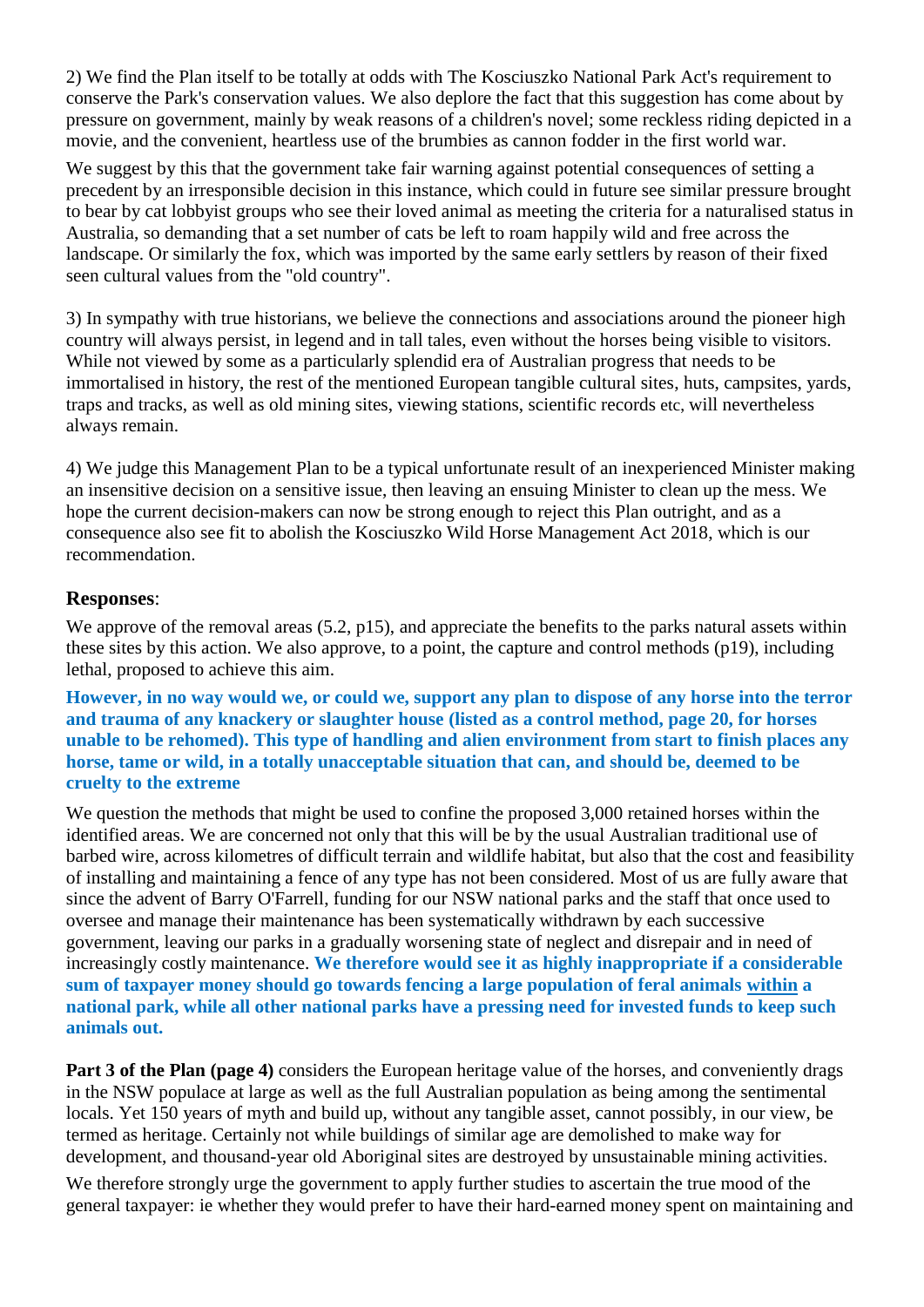2) We find the Plan itself to be totally at odds with The Kosciuszko National Park Act's requirement to conserve the Park's conservation values. We also deplore the fact that this suggestion has come about by pressure on government, mainly by weak reasons of a children's novel; some reckless riding depicted in a movie, and the convenient, heartless use of the brumbies as cannon fodder in the first world war.

We suggest by this that the government take fair warning against potential consequences of setting a precedent by an irresponsible decision in this instance, which could in future see similar pressure brought to bear by cat lobbyist groups who see their loved animal as meeting the criteria for a naturalised status in Australia, so demanding that a set number of cats be left to roam happily wild and free across the landscape. Or similarly the fox, which was imported by the same early settlers by reason of their fixed seen cultural values from the "old country".

3) In sympathy with true historians, we believe the connections and associations around the pioneer high country will always persist, in legend and in tall tales, even without the horses being visible to visitors. While not viewed by some as a particularly splendid era of Australian progress that needs to be immortalised in history, the rest of the mentioned European tangible cultural sites, huts, campsites, yards, traps and tracks, as well as old mining sites, viewing stations, scientific records etc, will nevertheless always remain.

4) We judge this Management Plan to be a typical unfortunate result of an inexperienced Minister making an insensitive decision on a sensitive issue, then leaving an ensuing Minister to clean up the mess. We hope the current decision-makers can now be strong enough to reject this Plan outright, and as a consequence also see fit to abolish the Kosciuszko Wild Horse Management Act 2018, which is our recommendation.

### Responses:

We approve of the removal areas (5.2, p15), and appreciate the benefits to the parks natural assets within these sites by this action. We also approve, to a point, the capture and control methods (p19), including lethal, proposed to achieve this aim.

**However, in no way would we, or could we, support any plan to dispose of any horse into the terror and trauma of any knackery or slaughter house (listed as a control method, page 20, for horses unable to be rehomed). This type of handling and alien environment from start to finish places any horse, tame or wild, in a totally unacceptable situation that can, and should be, deemed to be cruelty to the extreme**

We question the methods that might be used to confine the proposed 3,000 retained horses within the identified areas. We are concerned not only that this will be by the usual Australian traditional use of barbed wire, across kilometres of difficult terrain and wildlife habitat, but also that the cost and feasibility of installing and maintaining a fence of any type has not been considered. Most of us are fully aware that since the advent of Barry O'Farrell, funding for our NSW national parks and the staff that once used to oversee and manage their maintenance has been systematically withdrawn by each successive government, leaving our parks in a gradually worsening state of neglect and disrepair and in need of increasingly costly maintenance. **We therefore would see it as highly inappropriate if a considerable sum of taxpayer money should go towards fencing a large population of feral animals <u>within</u> a national park, while all other national parks have a pressing need for invested funds to keep such animals out.**

**Part 3 of the Plan (page 4)** considers the European heritage value of the horses, and conveniently drags in the NSW populace at large as well as the full Australian population as being among the sentimental locals. Yet 150 years of myth and build up, without any tangible asset, cannot possibly, in our view, be termed as heritage. Certainly not while buildings of similar age are demolished to make way for development, and thousand-year old Aboriginal sites are destroyed by unsustainable mining activities.

We therefore strongly urge the government to apply further studies to ascertain the true mood of the general taxpayer: ie whether they would prefer to have their hard-earned money spent on maintaining and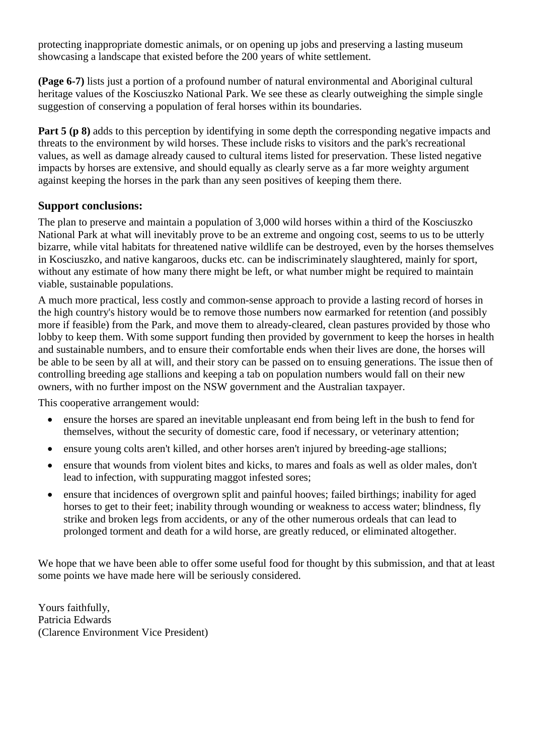protecting inappropriate domestic animals, or on opening up jobs and preserving a lasting museum showcasing a landscape that existed before the 200 years of white settlement.

**(Page 6-7)** lists just a portion of a profound number of natural environmental and Aboriginal cultural heritage values of the Kosciuszko National Park. We see these as clearly outweighing the simple single suggestion of conserving a population of feral horses within its boundaries.

**Part 5 (p 8)** adds to this perception by identifying in some depth the corresponding negative impacts and threats to the environment by wild horses. These include risks to visitors and the park's recreational values, as well as damage already caused to cultural items listed for preservation. These listed negative impacts by horses are extensive, and should equally as clearly serve as a far more weighty argument against keeping the horses in the park than any seen positives of keeping them there.

### Support conclusions:

The plan to preserve and maintain a population of 3,000 wild horses within a third of the Kosciuszko National Park at what will inevitably prove to be an extreme and ongoing cost, seems to us to be utterly bizarre, while vital habitats for threatened native wildlife can be destroyed, even by the horses themselves in Kosciuszko, and native kangaroos, ducks etc. can be indiscriminately slaughtered, mainly for sport, without any estimate of how many there might be left, or what number might be required to maintain viable, sustainable populations.

A much more practical, less costly and common-sense approach to provide a lasting record of horses in the high country's history would be to remove those numbers now earmarked for retention (and possibly more if feasible) from the Park, and move them to already-cleared, clean pastures provided by those who lobby to keep them. With some support funding then provided by government to keep the horses in health and sustainable numbers, and to ensure their comfortable ends when their lives are done, the horses will be able to be seen by all at will, and their story can be passed on to ensuing generations. The issue then of controlling breeding age stallions and keeping a tab on population numbers would fall on their new owners, with no further impost on the NSW government and the Australian taxpayer.

This cooperative arrangement would:

- ensure the horses are spared an inevitable unpleasant end from being left in the bush to fend for themselves, without the security of domestic care, food if necessary, or veterinary attention;
- ensure young colts aren't killed, and other horses aren't injured by breeding-age stallions;
- ensure that wounds from violent bites and kicks, to mares and foals as well as older males, don't lead to infection, with suppurating maggot infested sores;
- ensure that incidences of overgrown split and painful hooves; failed birthings; inability for aged horses to get to their feet; inability through wounding or weakness to access water; blindness, fly strike and broken legs from accidents, or any of the other numerous ordeals that can lead to prolonged torment and death for a wild horse, are greatly reduced, or eliminated altogether.

We hope that we have been able to offer some useful food for thought by this submission, and that at least some points we have made here will be seriously considered.

Yours faithfully,
Patricia Edwards
(Clarence Environment Vice President)